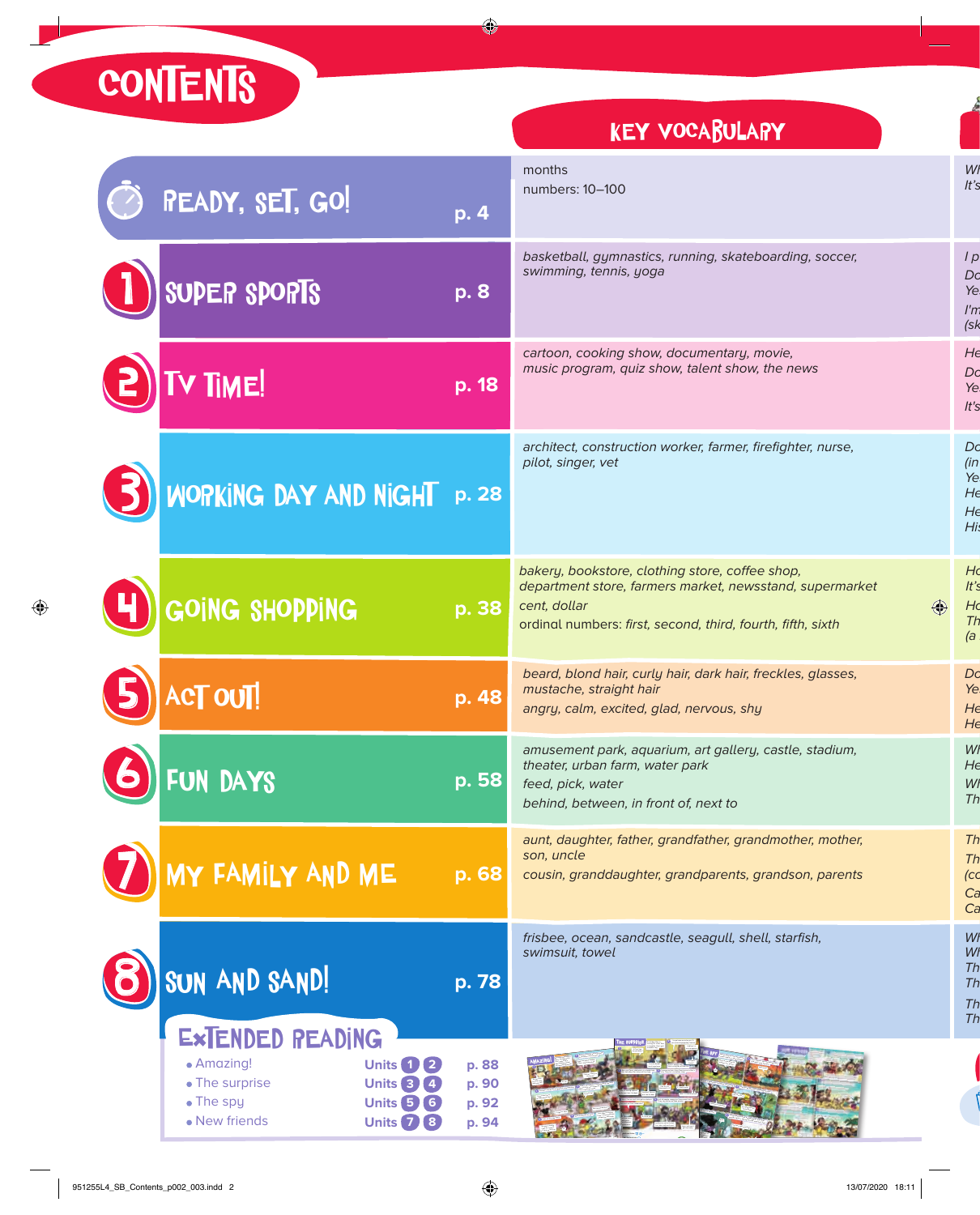# CONTENTS

| | | KEY VOCABULARY |
|---|---|---|
| READY, SET, GO! | p. 4 | months<br>numbers: 10–100 |
| 1 SUPER SPORTS | p. 8 | *basketball, gymnastics, running, skateboarding, soccer, swimming, tennis, yoga* |
| 2 TV TIME! | p. 18 | *cartoon, cooking show, documentary, movie, music program, quiz show, talent show, the news* |
| 3 WORKING DAY AND NIGHT | p. 28 | *architect, construction worker, farmer, firefighter, nurse, pilot, singer, vet* |
| 4 GOING SHOPPING | p. 38 | *bakery, bookstore, clothing store, coffee shop, department store, farmers market, newsstand, supermarket*<br>*cent, dollar*<br>ordinal numbers: *first, second, third, fourth, fifth, sixth* |
| 5 ACT OUT! | p. 48 | *beard, blond hair, curly hair, dark hair, freckles, glasses, mustache, straight hair*<br>*angry, calm, excited, glad, nervous, shy* |
| 6 FUN DAYS | p. 58 | *amusement park, aquarium, art gallery, castle, stadium, theater, urban farm, water park*<br>*feed, pick, water*<br>*behind, between, in front of, next to* |
| 7 MY FAMILY AND ME | p. 68 | *aunt, daughter, father, grandfather, grandmother, mother, son, uncle*<br>*cousin, granddaughter, grandparents, grandson, parents* |
| 8 SUN AND SAND! | p. 78 | *frisbee, ocean, sandcastle, seagull, shell, starfish, swimsuit, towel* |

## EXTENDED READING

| | | |
|---|---|---|
| • Amazing! | Units 1 2 | p. 88 |
| • The surprise | Units 3 4 | p. 90 |
| • The spy | Units 5 6 | p. 92 |
| • New friends | Units 7 8 | p. 94 |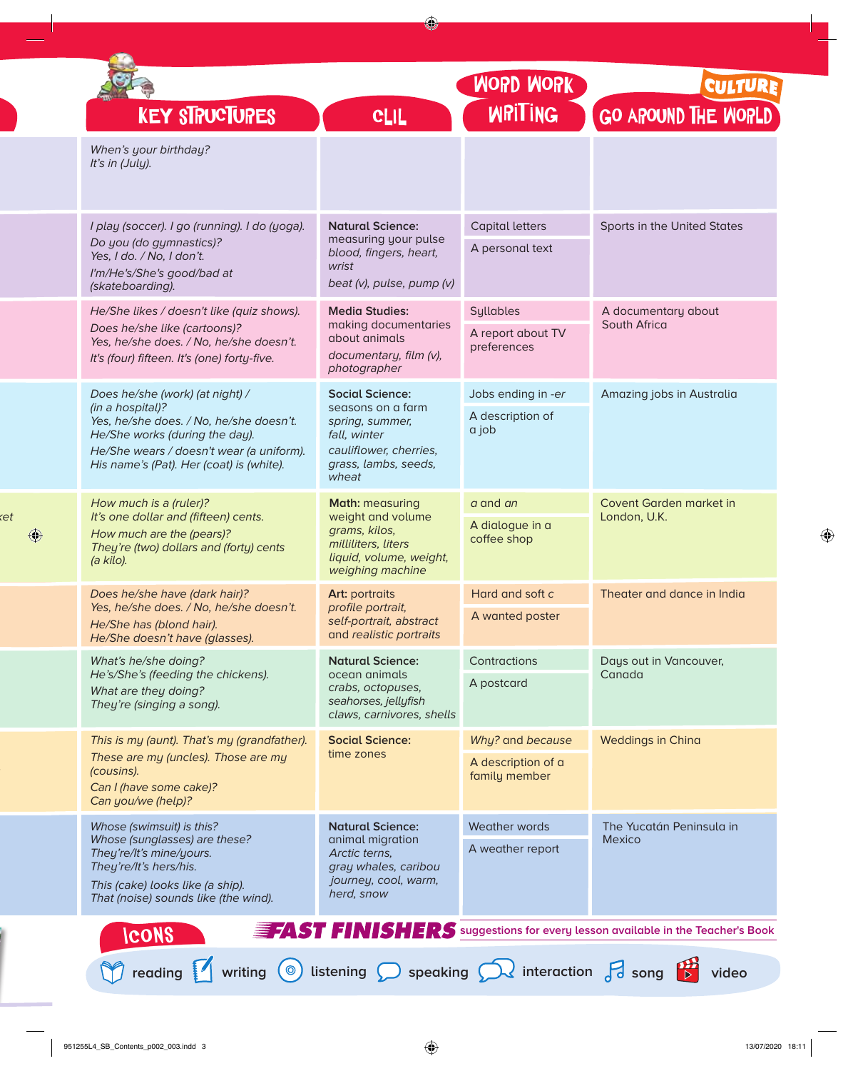| KEY STRUCTURES | CLIL | WORD WORK / WRITING | CULTURE: GO AROUND THE WORLD |
|---|---|---|---|
| *When's your birthday?* *It's in (July).* | | | |
| *I play (soccer). I go (running). I do (yoga).* *Do you (do gymnastics)?* *Yes, I do. / No, I don't.* *I'm/He's/She's good/bad at (skateboarding).* | **Natural Science:** measuring your pulse *blood, fingers, heart, wrist* *beat (v), pulse, pump (v)* | Capital letters / A personal text | Sports in the United States |
| *He/She likes / doesn't like (quiz shows).* *Does he/she like (cartoons)?* *Yes, he/she does. / No, he/she doesn't.* *It's (four) fifteen. It's (one) forty-five.* | **Media Studies:** making documentaries about animals *documentary, film (v), photographer* | Syllables / A report about TV preferences | A documentary about South Africa |
| *Does he/she (work) (at night) / (in a hospital)?* *Yes, he/she does. / No, he/she doesn't.* *He/She works (during the day).* *He/She wears / doesn't wear (a uniform).* *His name's (Pat). Her (coat) is (white).* | **Social Science:** seasons on a farm *spring, summer, fall, winter* *cauliflower, cherries, grass, lambs, seeds, wheat* | Jobs ending in *-er* / A description of a job | Amazing jobs in Australia |
| *How much is a (ruler)?* *It's one dollar and (fifteen) cents.* *How much are the (pears)?* *They're (two) dollars and (forty) cents (a kilo).* | **Math:** measuring weight and volume *grams, kilos, milliliters, liters* *liquid, volume, weight, weighing machine* | *a* and *an* / A dialogue in a coffee shop | Covent Garden market in London, U.K. |
| *Does he/she have (dark hair)?* *Yes, he/she does. / No, he/she doesn't.* *He/She has (blond hair).* *He/She doesn't have (glasses).* | **Art:** portraits *profile portrait, self-portrait, abstract* and *realistic portraits* | Hard and soft *c* / A wanted poster | Theater and dance in India |
| *What's he/she doing?* *He's/She's (feeding the chickens).* *What are they doing?* *They're (singing a song).* | **Natural Science:** ocean animals *crabs, octopuses, seahorses, jellyfish* *claws, carnivores, shells* | Contractions / A postcard | Days out in Vancouver, Canada |
| *This is my (aunt). That's my (grandfather).* *These are my (uncles). Those are my (cousins).* *Can I (have some cake)?* *Can you/we (help)?* | **Social Science:** time zones | *Why?* and *because* / A description of a family member | Weddings in China |
| *Whose (swimsuit) is this?* *Whose (sunglasses) are these?* *They're/It's mine/yours.* *They're/It's hers/his.* *This (cake) looks like (a ship).* *That (noise) sounds like (the wind).* | **Natural Science:** animal migration *Arctic terns, gray whales, caribou* *journey, cool, warm, herd, snow* | Weather words / A weather report | The Yucatán Peninsula in Mexico |

**FAST FINISHERS** suggestions for every lesson available in the Teacher's Book

**ICONS**

reading · writing · listening · speaking · interaction · song · video